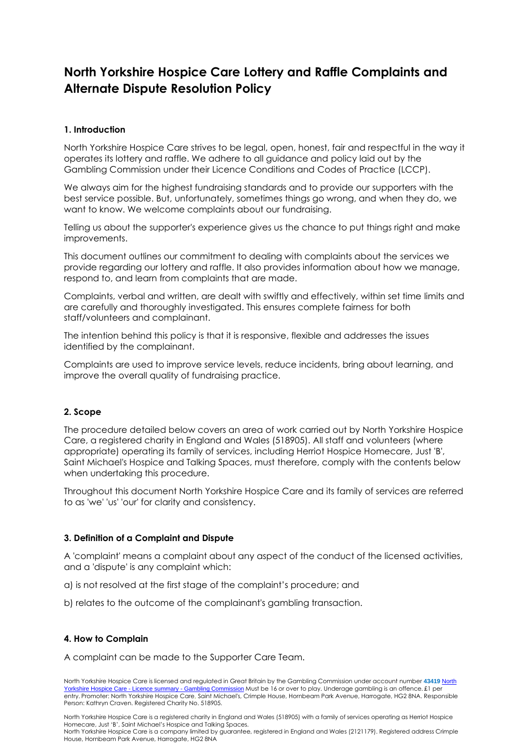# North Yorkshire Hospice Care Lottery and Raffle Complaints and Alternate Dispute Resolution Policy

## 1. Introduction

North Yorkshire Hospice Care strives to be legal, open, honest, fair and respectful in the way it operates its lottery and raffle. We adhere to all guidance and policy laid out by the Gambling Commission under their Licence Conditions and Codes of Practice (LCCP).

We always aim for the highest fundraising standards and to provide our supporters with the best service possible. But, unfortunately, sometimes things go wrong, and when they do, we want to know. We welcome complaints about our fundraising.

Telling us about the supporter's experience gives us the chance to put things right and make improvements.

This document outlines our commitment to dealing with complaints about the services we provide regarding our lottery and raffle. It also provides information about how we manage, respond to, and learn from complaints that are made.

Complaints, verbal and written, are dealt with swiftly and effectively, within set time limits and are carefully and thoroughly investigated. This ensures complete fairness for both staff/volunteers and complainant.

The intention behind this policy is that it is responsive, flexible and addresses the issues identified by the complainant.

Complaints are used to improve service levels, reduce incidents, bring about learning, and improve the overall quality of fundraising practice.

## 2. Scope

The procedure detailed below covers an area of work carried out by North Yorkshire Hospice Care, a registered charity in England and Wales (518905). All staff and volunteers (where appropriate) operating its family of services, including Herriot Hospice Homecare, Just 'B', Saint Michael's Hospice and Talking Spaces, must therefore, comply with the contents below when undertaking this procedure.

Throughout this document North Yorkshire Hospice Care and its family of services are referred to as 'we' 'us' 'our' for clarity and consistency.

## 3. Definition of a Complaint and Dispute

A 'complaint' means a complaint about any aspect of the conduct of the licensed activities, and a 'dispute' is any complaint which:

a) is not resolved at the first stage of the complaint's procedure; and

b) relates to the outcome of the complainant's gambling transaction.

## 4. How to Complain

A complaint can be made to the Supporter Care Team.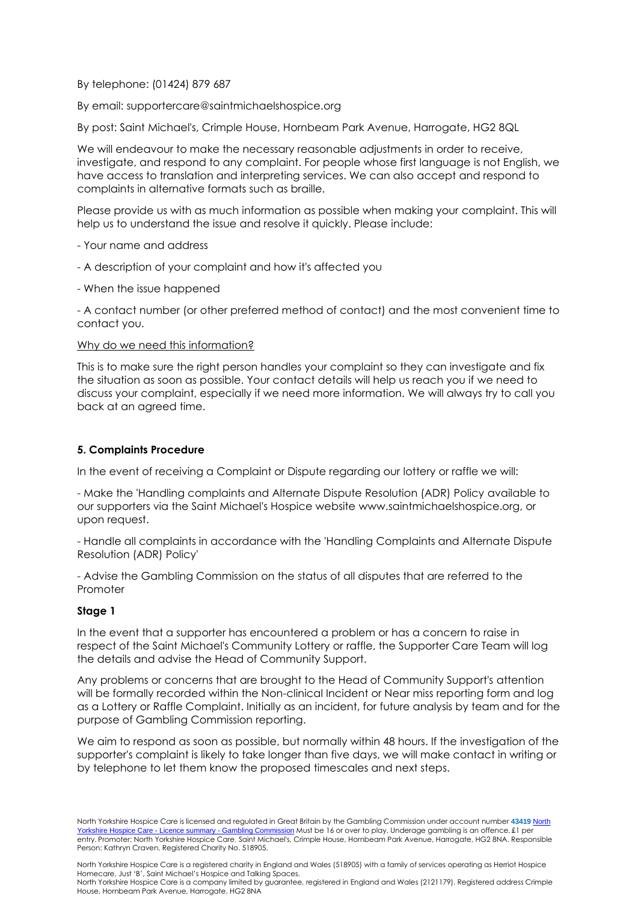By telephone: (01424) 879 687

By email: supportercare@saintmichaelshospice.org

By post: Saint Michael's, Crimple House, Hornbeam Park Avenue, Harrogate, HG2 8QL

We will endeavour to make the necessary reasonable adjustments in order to receive, investigate, and respond to any complaint. For people whose first language is not English, we have access to translation and interpreting services. We can also accept and respond to complaints in alternative formats such as braille.

Please provide us with as much information as possible when making your complaint. This will help us to understand the issue and resolve it quickly. Please include:

- Your name and address

- A description of your complaint and how it's affected you

- When the issue happened

- A contact number (or other preferred method of contact) and the most convenient time to contact you.

Why do we need this information?

This is to make sure the right person handles your complaint so they can investigate and fix the situation as soon as possible. Your contact details will help us reach you if we need to discuss your complaint, especially if we need more information. We will always try to call you back at an agreed time.

## 5. Complaints Procedure

In the event of receiving a Complaint or Dispute regarding our lottery or raffle we will:

- Make the 'Handling complaints and Alternate Dispute Resolution (ADR) Policy available to our supporters via the Saint Michael's Hospice website www.saintmichaelshospice.org, or upon request.

- Handle all complaints in accordance with the 'Handling Complaints and Alternate Dispute Resolution (ADR) Policy'

- Advise the Gambling Commission on the status of all disputes that are referred to the Promoter

### Stage 1

In the event that a supporter has encountered a problem or has a concern to raise in respect of the Saint Michael's Community Lottery or raffle, the Supporter Care Team will log the details and advise the Head of Community Support.

Any problems or concerns that are brought to the Head of Community Support's attention will be formally recorded within the Non-clinical Incident or Near miss reporting form and log as a Lottery or Raffle Complaint. Initially as an incident, for future analysis by team and for the purpose of Gambling Commission reporting.

We aim to respond as soon as possible, but normally within 48 hours. If the investigation of the supporter's complaint is likely to take longer than five days, we will make contact in writing or by telephone to let them know the proposed timescales and next steps.

North Yorkshire Hospice Care is licensed and regulated in Great Britain by the Gambling Commission under account number **43419** North Yorkshire Hospice Care - Licence summary - Gambling Commission Must be 16 or over to play. Underage gambling is an offence. £1 per entry. Promoter: North Yorkshire Hospice Care. Saint Michael's, Crimple House, Hornbeam Park Avenue, Harrogate, HG2 8NA. Responsible Person: Kathryn Craven. Registered Charity No. 518905.

North Yorkshire Hospice Care is a registered charity in England and Wales (518905) with a family of services operating as Herriot Hospice Homecare, Just 'B', Saint Michael's Hospice and Talking Spaces.
North Yorkshire Hospice Care is a company limited by guarantee, registered in England and Wales (2121179). Registered address Crimple House, Hornbeam Park Avenue, Harrogate, HG2 8NA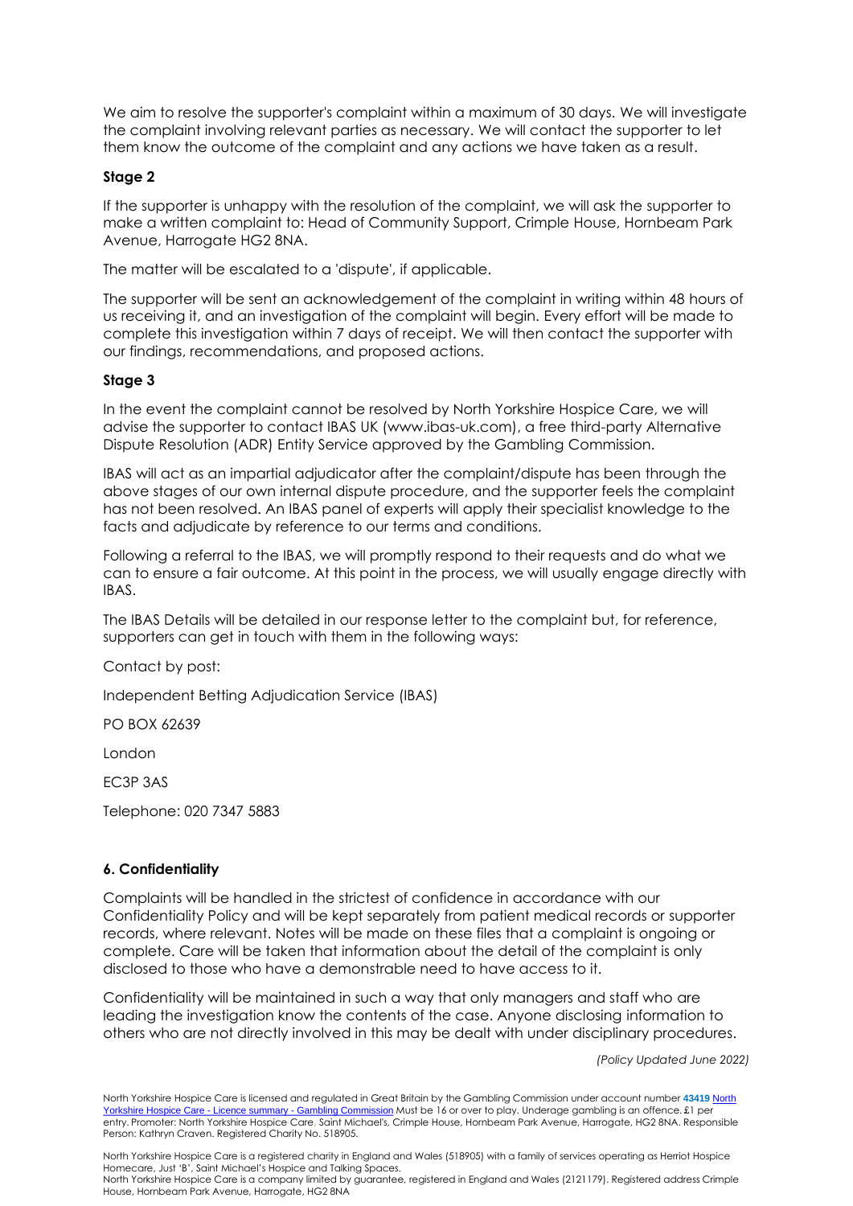We aim to resolve the supporter's complaint within a maximum of 30 days. We will investigate the complaint involving relevant parties as necessary. We will contact the supporter to let them know the outcome of the complaint and any actions we have taken as a result.

**Stage 2**

If the supporter is unhappy with the resolution of the complaint, we will ask the supporter to make a written complaint to: Head of Community Support, Crimple House, Hornbeam Park Avenue, Harrogate HG2 8NA.

The matter will be escalated to a 'dispute', if applicable.

The supporter will be sent an acknowledgement of the complaint in writing within 48 hours of us receiving it, and an investigation of the complaint will begin. Every effort will be made to complete this investigation within 7 days of receipt. We will then contact the supporter with our findings, recommendations, and proposed actions.

**Stage 3**

In the event the complaint cannot be resolved by North Yorkshire Hospice Care, we will advise the supporter to contact IBAS UK (www.ibas-uk.com), a free third-party Alternative Dispute Resolution (ADR) Entity Service approved by the Gambling Commission.

IBAS will act as an impartial adjudicator after the complaint/dispute has been through the above stages of our own internal dispute procedure, and the supporter feels the complaint has not been resolved. An IBAS panel of experts will apply their specialist knowledge to the facts and adjudicate by reference to our terms and conditions.

Following a referral to the IBAS, we will promptly respond to their requests and do what we can to ensure a fair outcome. At this point in the process, we will usually engage directly with IBAS.

The IBAS Details will be detailed in our response letter to the complaint but, for reference, supporters can get in touch with them in the following ways:

Contact by post:

Independent Betting Adjudication Service (IBAS)

PO BOX 62639

London

EC3P 3AS

Telephone: 020 7347 5883

#### 6. Confidentiality

Complaints will be handled in the strictest of confidence in accordance with our Confidentiality Policy and will be kept separately from patient medical records or supporter records, where relevant. Notes will be made on these files that a complaint is ongoing or complete. Care will be taken that information about the detail of the complaint is only disclosed to those who have a demonstrable need to have access to it.

Confidentiality will be maintained in such a way that only managers and staff who are leading the investigation know the contents of the case. Anyone disclosing information to others who are not directly involved in this may be dealt with under disciplinary procedures.

*(Policy Updated June 2022)*

North Yorkshire Hospice Care is licensed and regulated in Great Britain by the Gambling Commission under account number **43419** North Yorkshire Hospice Care - Licence summary - Gambling Commission Must be 16 or over to play. Underage gambling is an offence. £1 per entry. Promoter: North Yorkshire Hospice Care. Saint Michael's, Crimple House, Hornbeam Park Avenue, Harrogate, HG2 8NA. Responsible Person: Kathryn Craven. Registered Charity No. 518905.

North Yorkshire Hospice Care is a registered charity in England and Wales (518905) with a family of services operating as Herriot Hospice Homecare, Just 'B', Saint Michael's Hospice and Talking Spaces.
North Yorkshire Hospice Care is a company limited by guarantee, registered in England and Wales (2121179). Registered address Crimple House, Hornbeam Park Avenue, Harrogate, HG2 8NA